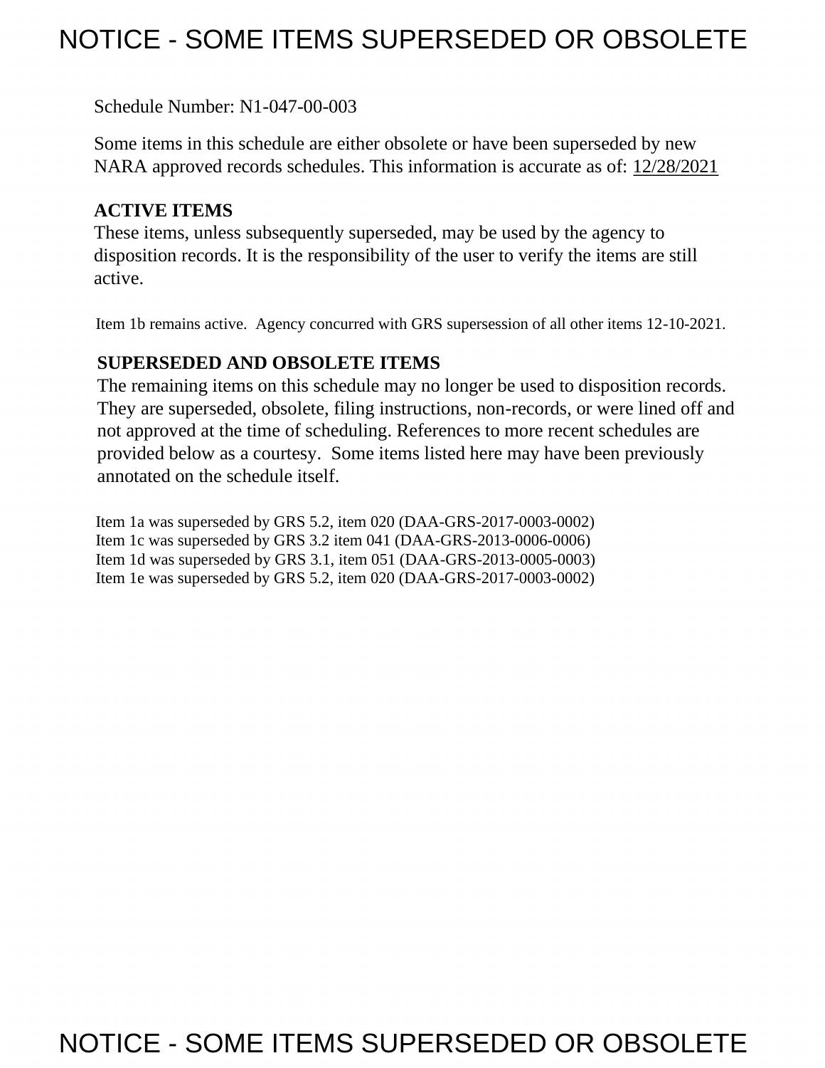# NOTICE - SOME ITEMS SUPERSEDED OR OBSOLETE

Schedule Number: N1-047-00-003

Some items in this schedule are either obsolete or have been superseded by new NARA approved records schedules. This information is accurate as of: 12/28/2021

## ACTIVE ITEMS

These items, unless subsequently superseded, may be used by the agency to disposition records. It is the responsibility of the user to verify the items are still active.

Item 1b remains active. Agency concurred with GRS supersession of all other items 12-10-2021.

## SUPERSEDED AND OBSOLETE ITEMS

The remaining items on this schedule may no longer be used to disposition records. They are superseded, obsolete, filing instructions, non-records, or were lined off and not approved at the time of scheduling. References to more recent schedules are provided below as a courtesy. Some items listed here may have been previously annotated on the schedule itself.

Item 1a was superseded by GRS 5.2, item 020 (DAA-GRS-2017-0003-0002)
Item 1c was superseded by GRS 3.2 item 041 (DAA-GRS-2013-0006-0006)
Item 1d was superseded by GRS 3.1, item 051 (DAA-GRS-2013-0005-0003)
Item 1e was superseded by GRS 5.2, item 020 (DAA-GRS-2017-0003-0002)

# NOTICE - SOME ITEMS SUPERSEDED OR OBSOLETE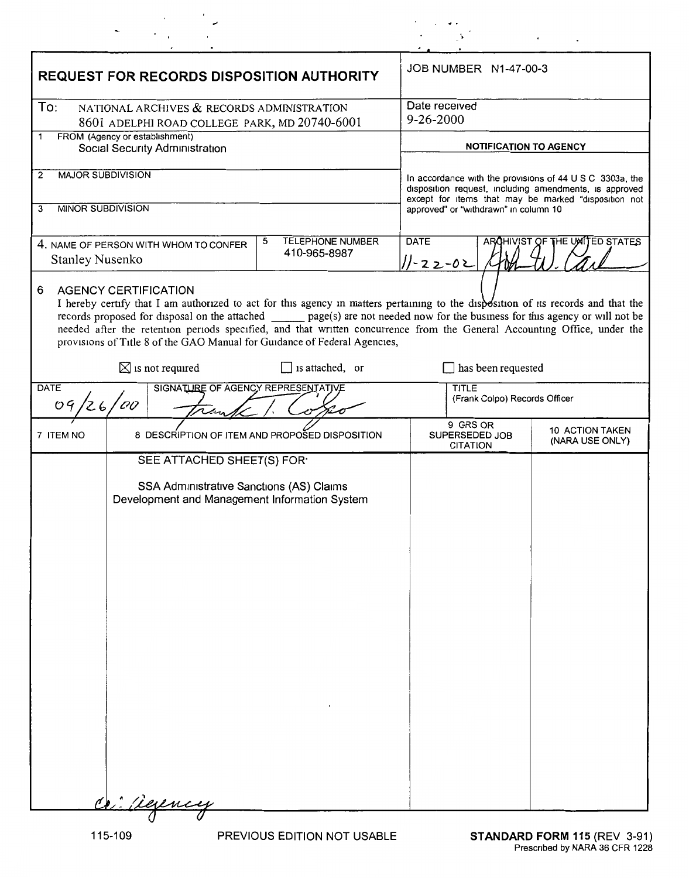# REQUEST FOR RECORDS DISPOSITION AUTHORITY

**JOB NUMBER** N1-47-00-3

**To:** NATIONAL ARCHIVES & RECORDS ADMINISTRATION
8601 ADELPHI ROAD COLLEGE PARK, MD 20740-6001

**Date received**
9-26-2000

1 FROM (Agency or establishment)
Social Security Administration

2 MAJOR SUBDIVISION

3 MINOR SUBDIVISION

**NOTIFICATION TO AGENCY**

In accordance with the provisions of 44 U S C 3303a, the disposition request, including amendments, is approved except for items that may be marked "disposition not approved" or "withdrawn" in column 10

4. NAME OF PERSON WITH WHOM TO CONFER
Stanley Nusenko

5 TELEPHONE NUMBER
410-965-8987

DATE
11-22-02

ARCHIVIST OF THE UNITED STATES
(signature)

6 AGENCY CERTIFICATION

I hereby certify that I am authorized to act for this agency in matters pertaining to the disposition of its records and that the records proposed for disposal on the attached ______ page(s) are not needed now for the business for this agency or will not be needed after the retention periods specified, and that written concurrence from the General Accounting Office, under the provisions of Title 8 of the GAO Manual for Guidance of Federal Agencies,

☒ is not required ☐ is attached, or ☐ has been requested

| DATE | SIGNATURE OF AGENCY REPRESENTATIVE | TITLE |
|---|---|---|
| 09/26/00 | (signature) | (Frank Colpo) Records Officer |

| 7 ITEM NO | 8 DESCRIPTION OF ITEM AND PROPOSED DISPOSITION | 9 GRS OR SUPERSEDED JOB CITATION | 10 ACTION TAKEN (NARA USE ONLY) |
|---|---|---|---|
| | SEE ATTACHED SHEET(S) FOR: SSA Administrative Sanctions (AS) Claims Development and Management Information System | | |

cc: Agency

115-109 PREVIOUS EDITION NOT USABLE **STANDARD FORM 115** (REV 3-91)
Prescribed by NARA 36 CFR 1228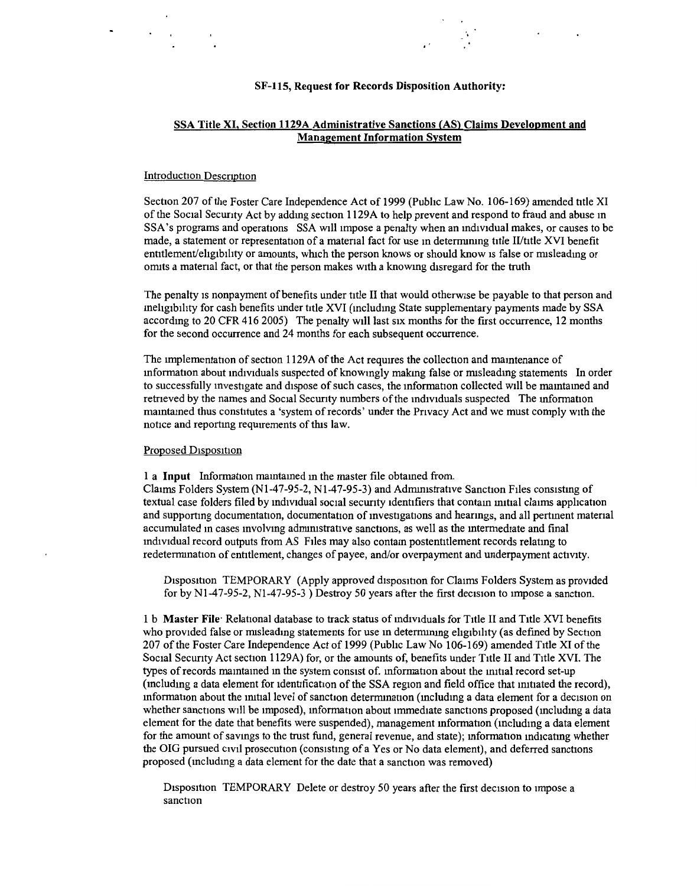**SF-115, Request for Records Disposition Authority:**

**SSA Title XI, Section 1129A Administrative Sanctions (AS) Claims Development and Management Information System**

Introduction Description

Section 207 of the Foster Care Independence Act of 1999 (Public Law No. 106-169) amended title XI of the Social Security Act by adding section 1129A to help prevent and respond to fraud and abuse in SSA's programs and operations SSA will impose a penalty when an individual makes, or causes to be made, a statement or representation of a material fact for use in determining title II/title XVI benefit entitlement/eligibility or amounts, which the person knows or should know is false or misleading or omits a material fact, or that the person makes with a knowing disregard for the truth

The penalty is nonpayment of benefits under title II that would otherwise be payable to that person and ineligibility for cash benefits under title XVI (including State supplementary payments made by SSA according to 20 CFR 416 2005) The penalty will last six months for the first occurrence, 12 months for the second occurrence and 24 months for each subsequent occurrence.

The implementation of section 1129A of the Act requires the collection and maintenance of information about individuals suspected of knowingly making false or misleading statements In order to successfully investigate and dispose of such cases, the information collected will be maintained and retrieved by the names and Social Security numbers of the individuals suspected The information maintained thus constitutes a 'system of records' under the Privacy Act and we must comply with the notice and reporting requirements of this law.

Proposed Disposition

1 a **Input** Information maintained in the master file obtained from.
Claims Folders System (N1-47-95-2, N1-47-95-3) and Administrative Sanction Files consisting of textual case folders filed by individual social security identifiers that contain initial claims application and supporting documentation, documentation of investigations and hearings, and all pertinent material accumulated in cases involving administrative sanctions, as well as the intermediate and final individual record outputs from AS Files may also contain postentitlement records relating to redetermination of entitlement, changes of payee, and/or overpayment and underpayment activity.

> Disposition TEMPORARY (Apply approved disposition for Claims Folders System as provided for by N1-47-95-2, N1-47-95-3 ) Destroy 50 years after the first decision to impose a sanction.

1 b **Master File** Relational database to track status of individuals for Title II and Title XVI benefits who provided false or misleading statements for use in determining eligibility (as defined by Section 207 of the Foster Care Independence Act of 1999 (Public Law No 106-169) amended Title XI of the Social Security Act section 1129A) for, or the amounts of, benefits under Title II and Title XVI. The types of records maintained in the system consist of. information about the initial record set-up (including a data element for identification of the SSA region and field office that initiated the record), information about the initial level of sanction determination (including a data element for a decision on whether sanctions will be imposed), information about immediate sanctions proposed (including a data element for the date that benefits were suspended), management information (including a data element for the amount of savings to the trust fund, general revenue, and state); information indicating whether the OIG pursued civil prosecution (consisting of a Yes or No data element), and deferred sanctions proposed (including a data element for the date that a sanction was removed)

> Disposition TEMPORARY Delete or destroy 50 years after the first decision to impose a sanction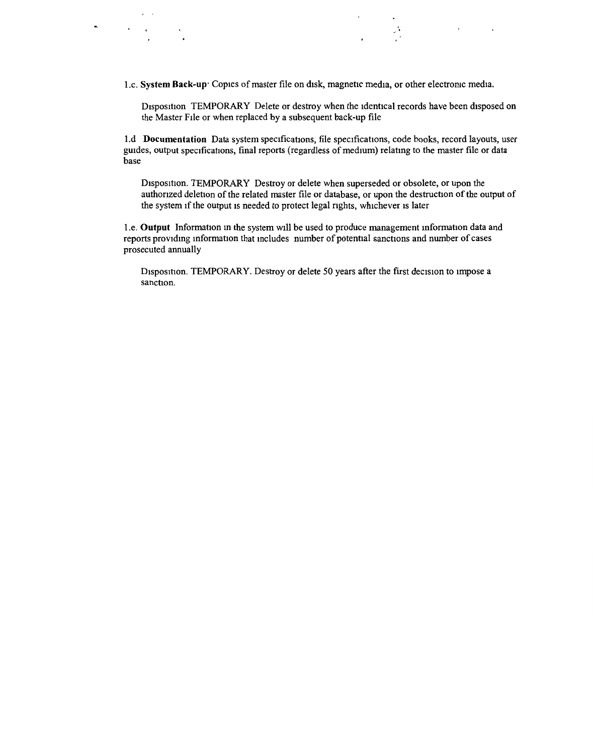1.c. **System Back-up**· Copies of master file on disk, magnetic media, or other electronic media.

Disposition TEMPORARY Delete or destroy when the identical records have been disposed on the Master File or when replaced by a subsequent back-up file

1.d **Documentation** Data system specifications, file specifications, code books, record layouts, user guides, output specifications, final reports (regardless of medium) relating to the master file or data base

Disposition. TEMPORARY Destroy or delete when superseded or obsolete, or upon the authorized deletion of the related master file or database, or upon the destruction of the output of the system if the output is needed to protect legal rights, whichever is later

1.e. **Output** Information in the system will be used to produce management information data and reports providing information that includes number of potential sanctions and number of cases prosecuted annually

Disposition. TEMPORARY. Destroy or delete 50 years after the first decision to impose a sanction.